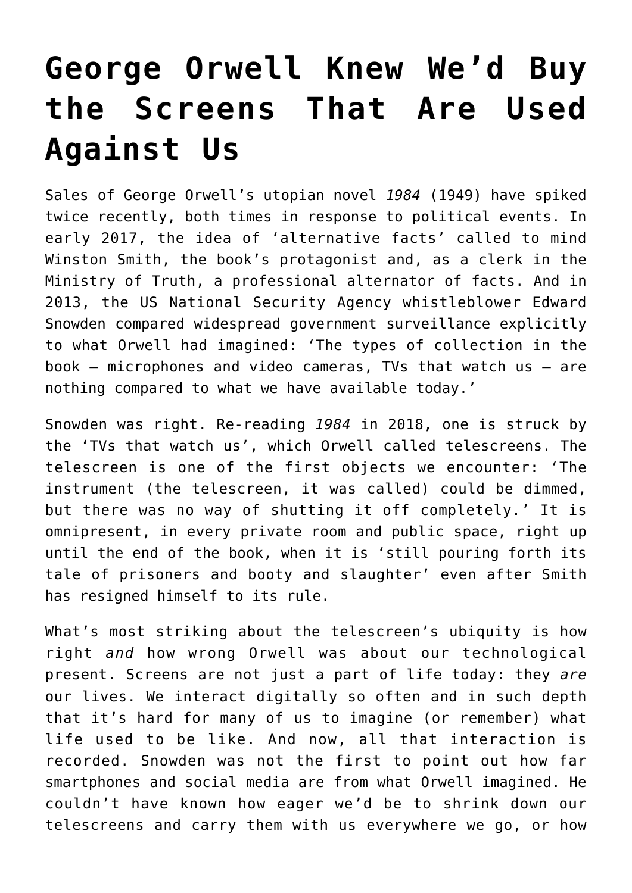# George Orwell Knew We'd Buy the Screens That Are Used Against Us

Sales of George Orwell's utopian novel *1984* (1949) have spiked twice recently, both times in response to political events. In early 2017, the idea of 'alternative facts' called to mind Winston Smith, the book's protagonist and, as a clerk in the Ministry of Truth, a professional alternator of facts. And in 2013, the US National Security Agency whistleblower Edward Snowden compared widespread government surveillance explicitly to what Orwell had imagined: 'The types of collection in the book – microphones and video cameras, TVs that watch us – are nothing compared to what we have available today.'

Snowden was right. Re-reading *1984* in 2018, one is struck by the 'TVs that watch us', which Orwell called telescreens. The telescreen is one of the first objects we encounter: 'The instrument (the telescreen, it was called) could be dimmed, but there was no way of shutting it off completely.' It is omnipresent, in every private room and public space, right up until the end of the book, when it is 'still pouring forth its tale of prisoners and booty and slaughter' even after Smith has resigned himself to its rule.

What's most striking about the telescreen's ubiquity is how right *and* how wrong Orwell was about our technological present. Screens are not just a part of life today: they *are* our lives. We interact digitally so often and in such depth that it's hard for many of us to imagine (or remember) what life used to be like. And now, all that interaction is recorded. Snowden was not the first to point out how far smartphones and social media are from what Orwell imagined. He couldn't have known how eager we'd be to shrink down our telescreens and carry them with us everywhere we go, or how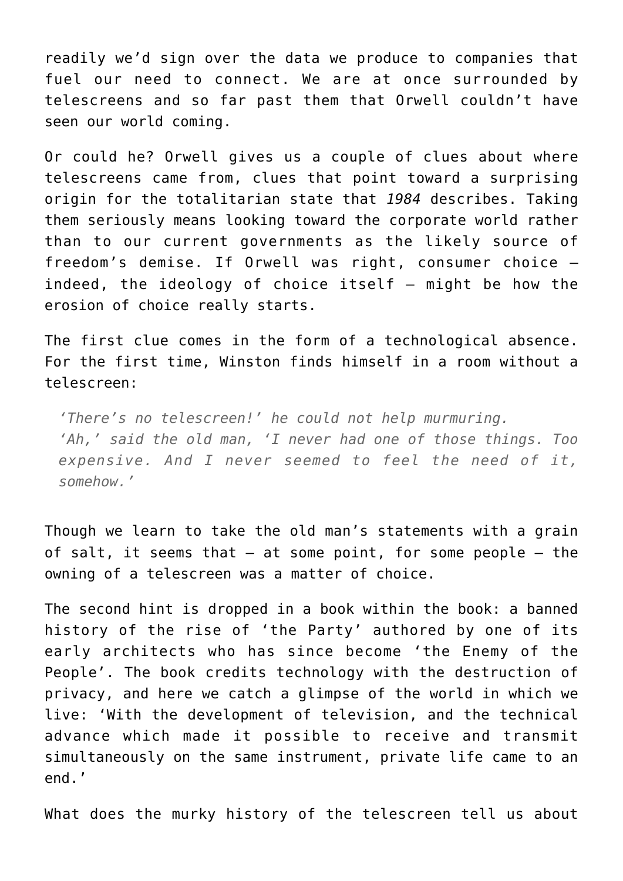readily we'd sign over the data we produce to companies that fuel our need to connect. We are at once surrounded by telescreens and so far past them that Orwell couldn't have seen our world coming.

Or could he? Orwell gives us a couple of clues about where telescreens came from, clues that point toward a surprising origin for the totalitarian state that *1984* describes. Taking them seriously means looking toward the corporate world rather than to our current governments as the likely source of freedom's demise. If Orwell was right, consumer choice – indeed, the ideology of choice itself – might be how the erosion of choice really starts.

The first clue comes in the form of a technological absence. For the first time, Winston finds himself in a room without a telescreen:

> *'There's no telescreen!' he could not help murmuring.*
> *'Ah,' said the old man, 'I never had one of those things. Too expensive. And I never seemed to feel the need of it, somehow.'*

Though we learn to take the old man's statements with a grain of salt, it seems that – at some point, for some people – the owning of a telescreen was a matter of choice.

The second hint is dropped in a book within the book: a banned history of the rise of 'the Party' authored by one of its early architects who has since become 'the Enemy of the People'. The book credits technology with the destruction of privacy, and here we catch a glimpse of the world in which we live: 'With the development of television, and the technical advance which made it possible to receive and transmit simultaneously on the same instrument, private life came to an end.'

What does the murky history of the telescreen tell us about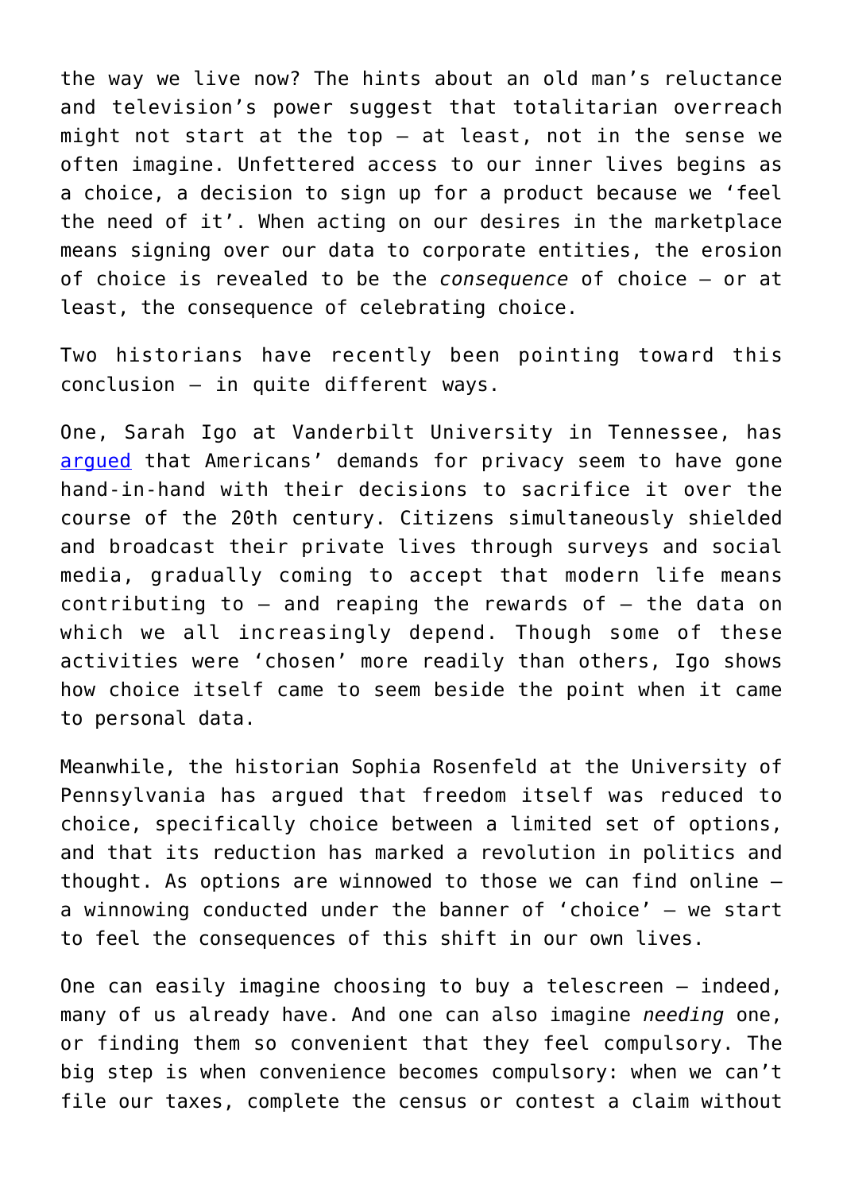the way we live now? The hints about an old man's reluctance and television's power suggest that totalitarian overreach might not start at the top – at least, not in the sense we often imagine. Unfettered access to our inner lives begins as a choice, a decision to sign up for a product because we 'feel the need of it'. When acting on our desires in the marketplace means signing over our data to corporate entities, the erosion of choice is revealed to be the *consequence* of choice – or at least, the consequence of celebrating choice.

Two historians have recently been pointing toward this conclusion – in quite different ways.

One, Sarah Igo at Vanderbilt University in Tennessee, has argued that Americans' demands for privacy seem to have gone hand-in-hand with their decisions to sacrifice it over the course of the 20th century. Citizens simultaneously shielded and broadcast their private lives through surveys and social media, gradually coming to accept that modern life means contributing to – and reaping the rewards of – the data on which we all increasingly depend. Though some of these activities were 'chosen' more readily than others, Igo shows how choice itself came to seem beside the point when it came to personal data.

Meanwhile, the historian Sophia Rosenfeld at the University of Pennsylvania has argued that freedom itself was reduced to choice, specifically choice between a limited set of options, and that its reduction has marked a revolution in politics and thought. As options are winnowed to those we can find online – a winnowing conducted under the banner of 'choice' – we start to feel the consequences of this shift in our own lives.

One can easily imagine choosing to buy a telescreen – indeed, many of us already have. And one can also imagine *needing* one, or finding them so convenient that they feel compulsory. The big step is when convenience becomes compulsory: when we can't file our taxes, complete the census or contest a claim without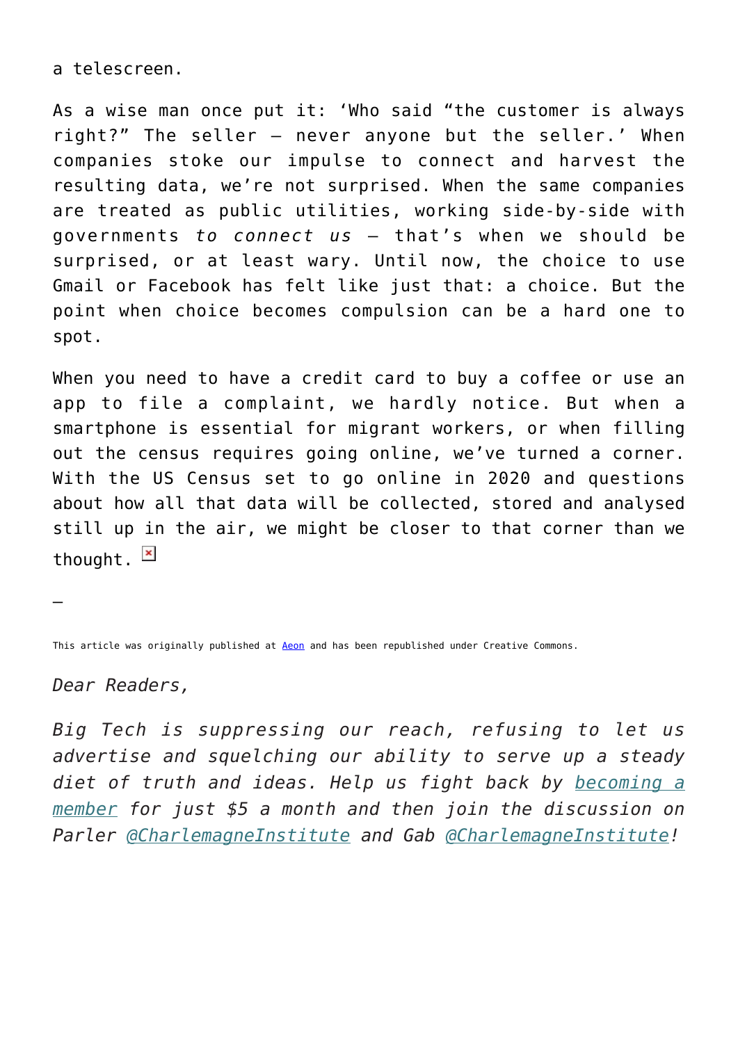a telescreen.

As a wise man once put it: 'Who said "the customer is always right?" The seller – never anyone but the seller.' When companies stoke our impulse to connect and harvest the resulting data, we're not surprised. When the same companies are treated as public utilities, working side-by-side with governments *to connect us* – that's when we should be surprised, or at least wary. Until now, the choice to use Gmail or Facebook has felt like just that: a choice. But the point when choice becomes compulsion can be a hard one to spot.

When you need to have a credit card to buy a coffee or use an app to file a complaint, we hardly notice. But when a smartphone is essential for migrant workers, or when filling out the census requires going online, we've turned a corner. With the US Census set to go online in 2020 and questions about how all that data will be collected, stored and analysed still up in the air, we might be closer to that corner than we thought.

—

This article was originally published at Aeon and has been republished under Creative Commons.

*Dear Readers,*

*Big Tech is suppressing our reach, refusing to let us advertise and squelching our ability to serve up a steady diet of truth and ideas. Help us fight back by becoming a member for just $5 a month and then join the discussion on Parler @CharlemagneInstitute and Gab @CharlemagneInstitute!*